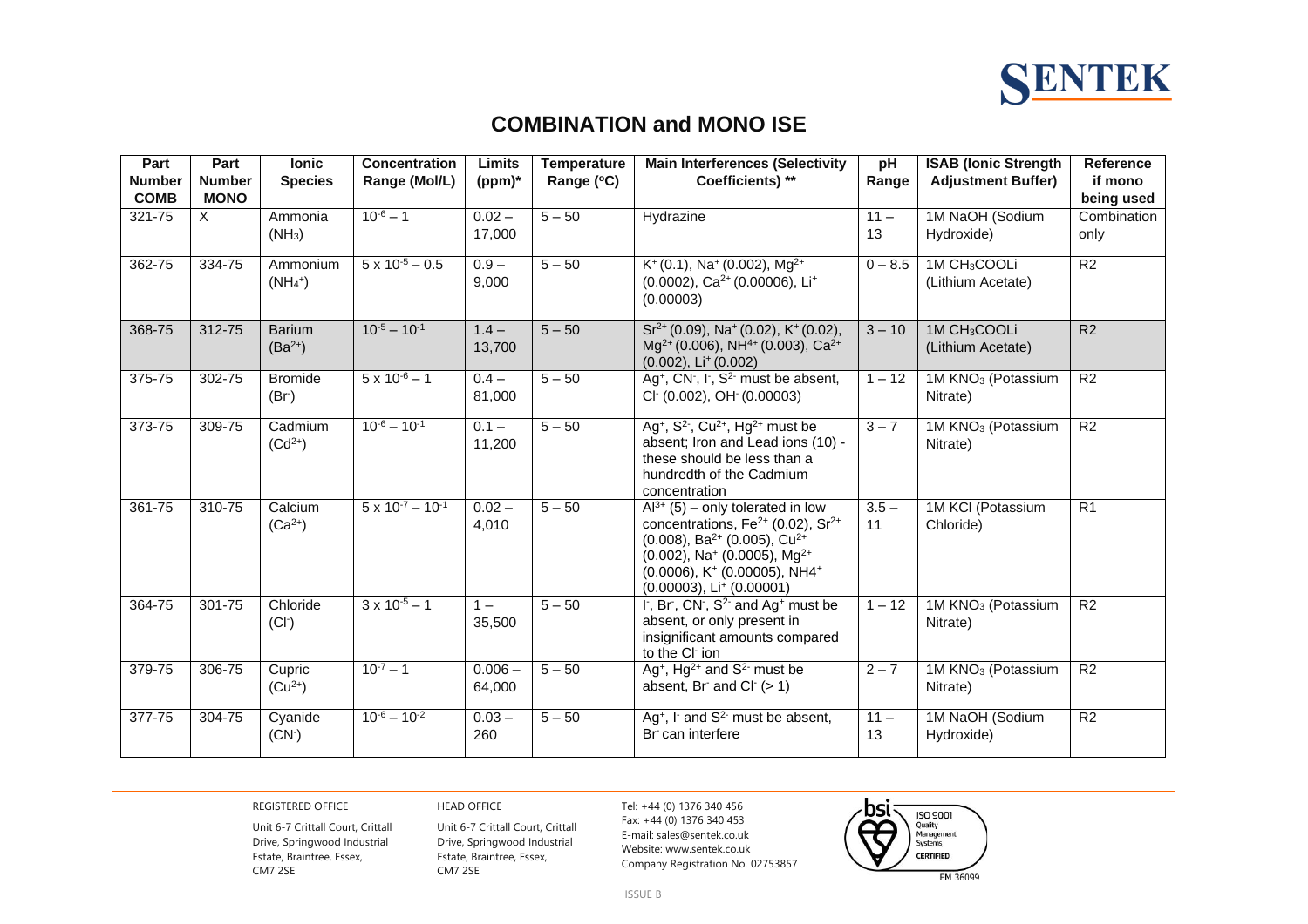# COMBINATION and MONO ISE

| Part Number COMB | Part Number MONO | Ionic Species | Concentration Range (Mol/L) | Limits (ppm)* | Temperature Range (ºC) | Main Interferences (Selectivity Coefficients) ** | pH Range | ISAB (Ionic Strength Adjustment Buffer) | Reference if mono being used |
|---|---|---|---|---|---|---|---|---|---|
| 321-75 | X | Ammonia ($NH_3$) | $10^{-6} – 1$ | 0.02 – 17,000 | 5 – 50 | Hydrazine | 11 – 13 | 1M NaOH (Sodium Hydroxide) | Combination only |
| 362-75 | 334-75 | Ammonium ($NH_4^+$) | $5 \times 10^{-5} – 0.5$ | 0.9 – 9,000 | 5 – 50 | $K^+$ (0.1), $Na^+$ (0.002), $Mg^{2+}$ (0.0002), $Ca^{2+}$ (0.00006), $Li^+$ (0.00003) | 0 – 8.5 | 1M $CH_3COOLi$ (Lithium Acetate) | R2 |
| 368-75 | 312-75 | Barium ($Ba^{2+}$) | $10^{-5} – 10^{-1}$ | 1.4 – 13,700 | 5 – 50 | $Sr^{2+}$ (0.09), $Na^+$ (0.02), $K^+$ (0.02), $Mg^{2+}$ (0.006), $NH^{4+}$ (0.003), $Ca^{2+}$ (0.002), $Li^+$ (0.002) | 3 – 10 | 1M $CH_3COOLi$ (Lithium Acetate) | R2 |
| 375-75 | 302-75 | Bromide ($Br^-$) | $5 \times 10^{-6} – 1$ | 0.4 – 81,000 | 5 – 50 | $Ag^+$, $CN^-$, $I^-$, $S^{2-}$ must be absent, $Cl^-$ (0.002), $OH^-$ (0.00003) | 1 – 12 | 1M $KNO_3$ (Potassium Nitrate) | R2 |
| 373-75 | 309-75 | Cadmium ($Cd^{2+}$) | $10^{-6} – 10^{-1}$ | 0.1 – 11,200 | 5 – 50 | $Ag^+$, $S^{2-}$, $Cu^{2+}$, $Hg^{2+}$ must be absent; Iron and Lead ions (10) - these should be less than a hundredth of the Cadmium concentration | 3 – 7 | 1M $KNO_3$ (Potassium Nitrate) | R2 |
| 361-75 | 310-75 | Calcium ($Ca^{2+}$) | $5 \times 10^{-7} – 10^{-1}$ | 0.02 – 4,010 | 5 – 50 | $Al^{3+}$ (5) – only tolerated in low concentrations, $Fe^{2+}$ (0.02), $Sr^{2+}$ (0.008), $Ba^{2+}$ (0.005), $Cu^{2+}$ (0.002), $Na^+$ (0.0005), $Mg^{2+}$ (0.0006), $K^+$ (0.00005), $NH4^+$ (0.00003), $Li^+$ (0.00001) | 3.5 – 11 | 1M KCl (Potassium Chloride) | R1 |
| 364-75 | 301-75 | Chloride ($Cl^-$) | $3 \times 10^{-5} – 1$ | 1 – 35,500 | 5 – 50 | $I^-$, $Br^-$, $CN^-$, $S^{2-}$ and $Ag^+$ must be absent, or only present in insignificant amounts compared to the $Cl^-$ ion | 1 – 12 | 1M $KNO_3$ (Potassium Nitrate) | R2 |
| 379-75 | 306-75 | Cupric ($Cu^{2+}$) | $10^{-7} – 1$ | 0.006 – 64,000 | 5 – 50 | $Ag^+$, $Hg^{2+}$ and $S^{2-}$ must be absent, $Br^-$ and $Cl^-$ (> 1) | 2 – 7 | 1M $KNO_3$ (Potassium Nitrate) | R2 |
| 377-75 | 304-75 | Cyanide ($CN^-$) | $10^{-6} – 10^{-2}$ | 0.03 – 260 | 5 – 50 | $Ag^+$, $I^-$ and $S^{2-}$ must be absent, $Br^-$ can interfere | 11 – 13 | 1M NaOH (Sodium Hydroxide) | R2 |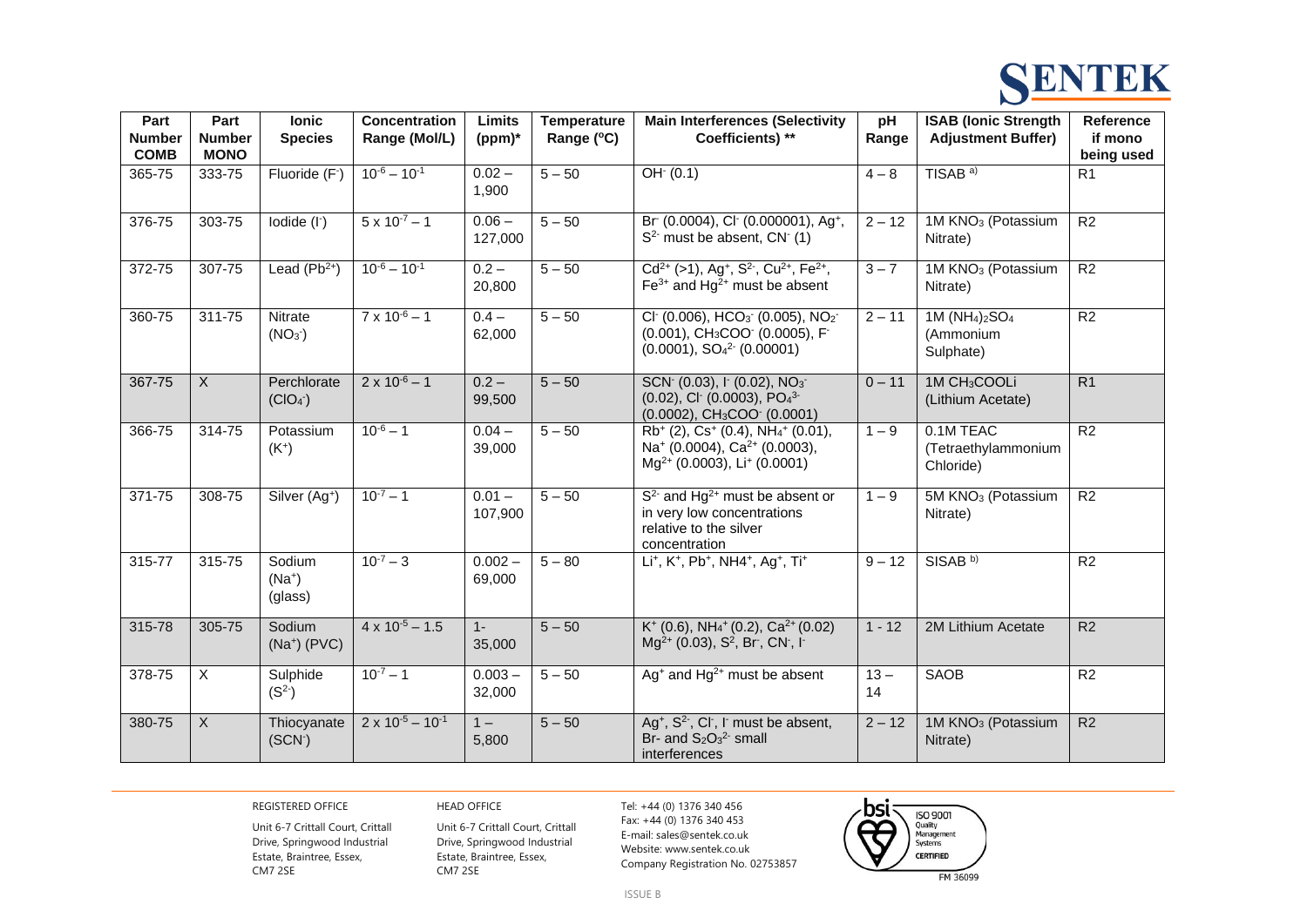| Part Number COMB | Part Number MONO | Ionic Species | Concentration Range (Mol/L) | Limits (ppm)* | Temperature Range (ºC) | Main Interferences (Selectivity Coefficients) ** | pH Range | ISAB (Ionic Strength Adjustment Buffer) | Reference if mono being used |
|---|---|---|---|---|---|---|---|---|---|
| 365-75 | 333-75 | Fluoride ($F^-$) | $10^{-6} – 10^{-1}$ | 0.02 – 1,900 | 5 – 50 | $OH^-$ (0.1) | 4 – 8 | TISAB [a)] | R1 |
| 376-75 | 303-75 | Iodide ($I^-$) | $5 \times 10^{-7} – 1$ | 0.06 – 127,000 | 5 – 50 | $Br^-$ (0.0004), $Cl^-$ (0.000001), $Ag^+$, $S^{2-}$ must be absent, $CN^-$ (1) | 2 – 12 | 1M $KNO_3$ (Potassium Nitrate) | R2 |
| 372-75 | 307-75 | Lead ($Pb^{2+}$) | $10^{-6} – 10^{-1}$ | 0.2 – 20,800 | 5 – 50 | $Cd^{2+}$ (>1), $Ag^+$, $S^{2-}$, $Cu^{2+}$, $Fe^{2+}$, $Fe^{3+}$ and $Hg^{2+}$ must be absent | 3 – 7 | 1M $KNO_3$ (Potassium Nitrate) | R2 |
| 360-75 | 311-75 | Nitrate ($NO_3^-$) | $7 \times 10^{-6} – 1$ | 0.4 – 62,000 | 5 – 50 | $Cl^-$ (0.006), $HCO_3^-$ (0.005), $NO_2^-$ (0.001), $CH_3COO^-$ (0.0005), $F^-$ (0.0001), $SO_4^{2-}$ (0.00001) | 2 – 11 | 1M $(NH_4)_2SO_4$ (Ammonium Sulphate) | R2 |
| 367-75 | X | Perchlorate ($ClO_4^-$) | $2 \times 10^{-6} – 1$ | 0.2 – 99,500 | 5 – 50 | $SCN^-$ (0.03), $I^-$ (0.02), $NO_3^-$ (0.02), $Cl^-$ (0.0003), $PO_4^{3-}$ (0.0002), $CH_3COO^-$ (0.0001) | 0 – 11 | 1M $CH_3COOLi$ (Lithium Acetate) | R1 |
| 366-75 | 314-75 | Potassium ($K^+$) | $10^{-6} – 1$ | 0.04 – 39,000 | 5 – 50 | $Rb^+$ (2), $Cs^+$ (0.4), $NH_4^+$ (0.01), $Na^+$ (0.0004), $Ca^{2+}$ (0.0003), $Mg^{2+}$ (0.0003), $Li^+$ (0.0001) | 1 – 9 | 0.1M TEAC (Tetraethylammonium Chloride) | R2 |
| 371-75 | 308-75 | Silver ($Ag^+$) | $10^{-7} – 1$ | 0.01 – 107,900 | 5 – 50 | $S^{2-}$ and $Hg^{2+}$ must be absent or in very low concentrations relative to the silver concentration | 1 – 9 | 5M $KNO_3$ (Potassium Nitrate) | R2 |
| 315-77 | 315-75 | Sodium ($Na^+$) (glass) | $10^{-7} – 3$ | 0.002 – 69,000 | 5 – 80 | $Li^+$, $K^+$, $Pb^+$, $NH4^+$, $Ag^+$, $Ti^+$ | 9 – 12 | SISAB [b)] | R2 |
| 315-78 | 305-75 | Sodium ($Na^+$) (PVC) | $4 \times 10^{-5} – 1.5$ | 1- 35,000 | 5 – 50 | $K^+$ (0.6), $NH_4^+$ (0.2), $Ca^{2+}$ (0.02) $Mg^{2+}$ (0.03), $S^2$, $Br^-$, $CN^-$, $I^-$ | 1 - 12 | 2M Lithium Acetate | R2 |
| 378-75 | X | Sulphide ($S^{2-}$) | $10^{-7} – 1$ | 0.003 – 32,000 | 5 – 50 | $Ag^+$ and $Hg^{2+}$ must be absent | 13 – 14 | SAOB | R2 |
| 380-75 | X | Thiocyanate ($SCN^-$) | $2 \times 10^{-5} – 10^{-1}$ | 1 – 5,800 | 5 – 50 | $Ag^+$, $S^{2-}$, $Cl^-$, $I^-$ must be absent, Br- and $S_2O_3^{2-}$ small interferences | 2 – 12 | 1M $KNO_3$ (Potassium Nitrate) | R2 |

REGISTERED OFFICE

Unit 6-7 Crittall Court, Crittall Drive, Springwood Industrial Estate, Braintree, Essex, CM7 2SE

HEAD OFFICE

Unit 6-7 Crittall Court, Crittall Drive, Springwood Industrial Estate, Braintree, Essex, CM7 2SE

Tel: +44 (0) 1376 340 456
Fax: +44 (0) 1376 340 453
E-mail: sales@sentek.co.uk
Website: www.sentek.co.uk
Company Registration No. 02753857

ISSUE B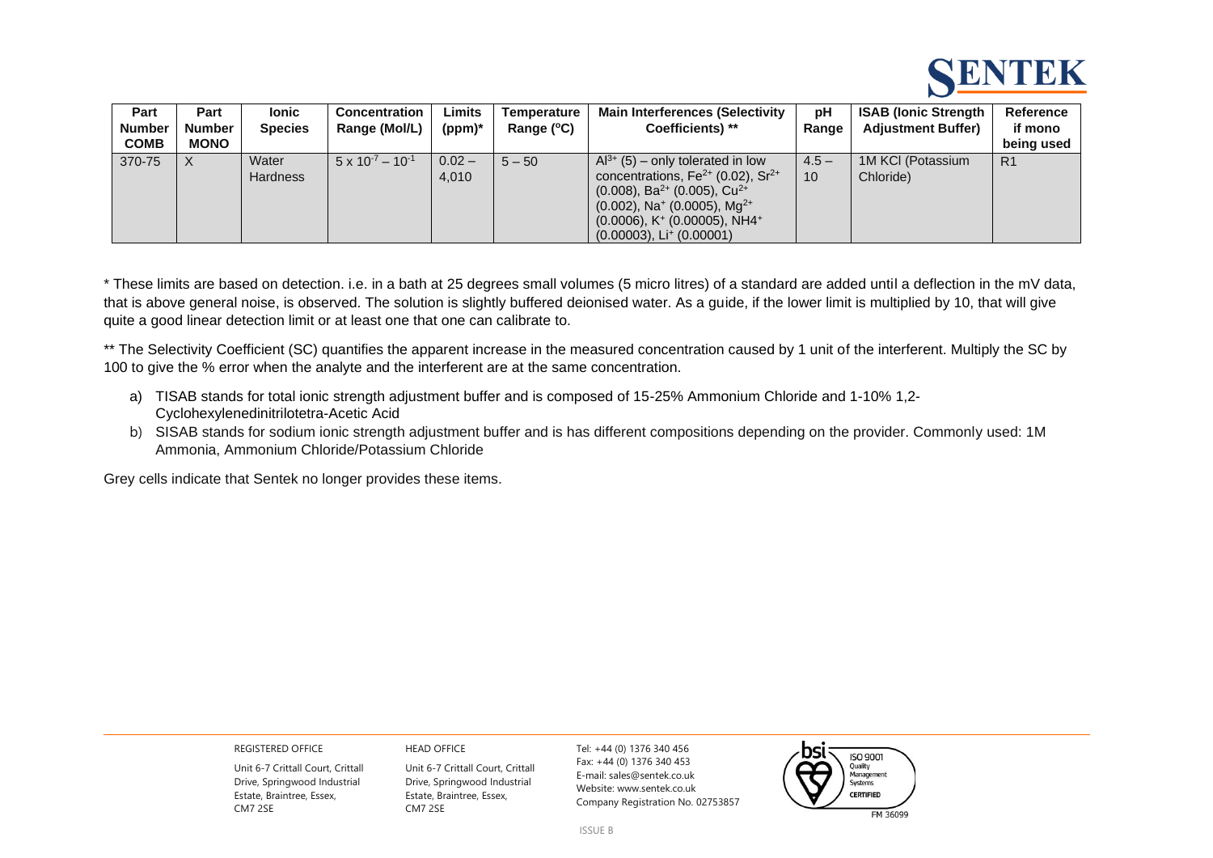| Part Number COMB | Part Number MONO | Ionic Species | Concentration Range (Mol/L) | Limits (ppm)* | Temperature Range (ºC) | Main Interferences (Selectivity Coefficients) ** | pH Range | ISAB (Ionic Strength Adjustment Buffer) | Reference if mono being used |
|---|---|---|---|---|---|---|---|---|---|
| 370-75 | X | Water Hardness | $5 \times 10^{-7} – 10^{-1}$ | 0.02 – 4,010 | 5 – 50 | $Al^{3+}$ (5) – only tolerated in low concentrations, $Fe^{2+}$ (0.02), $Sr^{2+}$ (0.008), $Ba^{2+}$ (0.005), $Cu^{2+}$ (0.002), $Na^{+}$ (0.0005), $Mg^{2+}$ (0.0006), $K^{+}$ (0.00005), $NH4^{+}$ (0.00003), $Li^{+}$ (0.00001) | 4.5 – 10 | 1M KCl (Potassium Chloride) | R1 |

* These limits are based on detection. i.e. in a bath at 25 degrees small volumes (5 micro litres) of a standard are added until a deflection in the mV data, that is above general noise, is observed. The solution is slightly buffered deionised water. As a guide, if the lower limit is multiplied by 10, that will give quite a good linear detection limit or at least one that one can calibrate to.

** The Selectivity Coefficient (SC) quantifies the apparent increase in the measured concentration caused by 1 unit of the interferent. Multiply the SC by 100 to give the % error when the analyte and the interferent are at the same concentration.

a) TISAB stands for total ionic strength adjustment buffer and is composed of 15-25% Ammonium Chloride and 1-10% 1,2-Cyclohexylenedinitrilotetra-Acetic Acid
b) SISAB stands for sodium ionic strength adjustment buffer and is has different compositions depending on the provider. Commonly used: 1M Ammonia, Ammonium Chloride/Potassium Chloride

Grey cells indicate that Sentek no longer provides these items.

REGISTERED OFFICE

Unit 6-7 Crittall Court, Crittall Drive, Springwood Industrial Estate, Braintree, Essex, CM7 2SE

HEAD OFFICE

Unit 6-7 Crittall Court, Crittall Drive, Springwood Industrial Estate, Braintree, Essex, CM7 2SE

Tel: +44 (0) 1376 340 456
Fax: +44 (0) 1376 340 453
E-mail: sales@sentek.co.uk
Website: www.sentek.co.uk
Company Registration No. 02753857